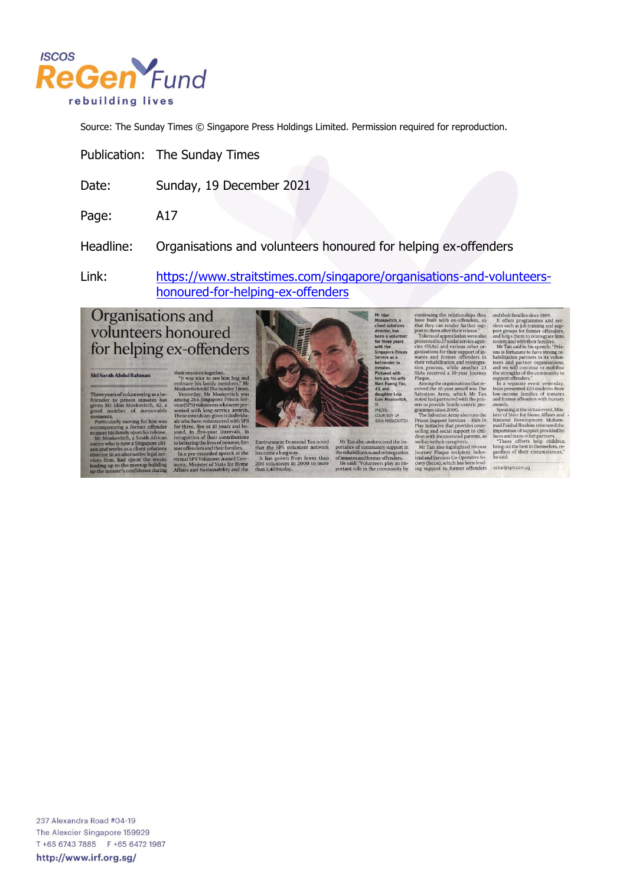Source: The Sunday Times © Singapore Press Holdings Limited. Permission required for reproduction.

Publication: The Sunday Times

Date: Sunday, 19 December 2021

Page: A17

Headline: Organisations and volunteers honoured for helping ex-offenders

Link: https://www.straitstimes.com/singapore/organisations-and-volunteers-honoured-for-helping-ex-offenders

# Organisations and volunteers honoured for helping ex-offenders

**Siti Sarah Abdul Rahman**

Three years of volunteering as a befriender to prison inmates has given Mr Idan Moskovitch, 42, a good number of memorable moments.

Particularly moving for him was accompanying a former offender to meet his family upon his release.

Mr Moskovitch, a South African native who is now a Singapore citizen and works as a client solutions director in an alternative legal services firm, had spent the weeks leading up to the meetup building up the inmate's confidence during their sessions together.

"It was nice to see him hug and embrace his family members," Mr Moskovitch told The Sunday Times.

Yesterday, Mr Moskovitch was among 266 Singapore Prison Service (SPS) volunteers who were presented with long-service awards.

These awards are given to individuals who have volunteered with SPS for three, five or 10 years and beyond, in five-year intervals, in recognition of their contributions to bettering the lives of inmates, former offenders and their families.

In a pre-recorded speech at the virtual SPS Volunteer Award Ceremony, Minister of State for Home Affairs and Sustainability and the Environment Desmond Tan noted that the SPS volunteer network has come a long way.

It has grown from fewer than 200 volunteers in 2000 to more than 2,400 today.

Mr Tan also underscored the importance of community support in the rehabilitation and reintegration of inmates and former offenders.

He said: "Volunteers play an important role in the community by continuing the relationships they have built with ex-offenders, so that they can render further support to them after their release."

Tokens of appreciation were also presented to 27 social service agencies (SSAs) and various other organisations for their support of inmates and former offenders in their rehabilitation and reintegration process, while another 23 SSAs received a 10-year Journey Plaque.

Among the organisations that received the 10-year award was The Salvation Army, which Mr Tan noted had partnered with the prisons to provide family-centric programmes since 2000.

The Salvation Army also runs the Prison Support Services - Kids In Play initiative that provides counselling and social support to children with incarcerated parents, as well as to their caregivers.

Mr Tan also highlighted 10-year Journey Plaque recipient Industrial and Services Co-Operative Society (Iscos), which has been lending support to former offenders and their families since 1989.

It offers programmes and services such as job training and support groups for former offenders, and helps them to reintegrate into society and with their families.

Mr Tan said in his speech: "Prisons is fortunate to have strong rehabilitation partners in its volunteers and partner organisations, and we will continue to mobilise the strengths of the community to support offenders."

In a separate event yesterday, Iscos presented 420 students from low-income families of inmates and former offenders with bursary awards.

Speaking at the virtual event, Minister of State for Home Affairs and National Development Muhammad Faishal Ibrahim reiterated the importance of support provided by Iscos and many other partners.

"These efforts help children bring out the best in themselves, regardless of their circumstances," he said.

ssbar@sph.com.sg

Mr Idan Moskovitch, a client solutions director, has been a volunteer for three years with the Singapore Prison Service as a befriender to inmates. Pictured with him are his wife Nam Haeng Yoo, 43, and daughter Leia Eun Moskovitch, 11. PHOTO: COURTESY OF IDAN MOSKOVITCH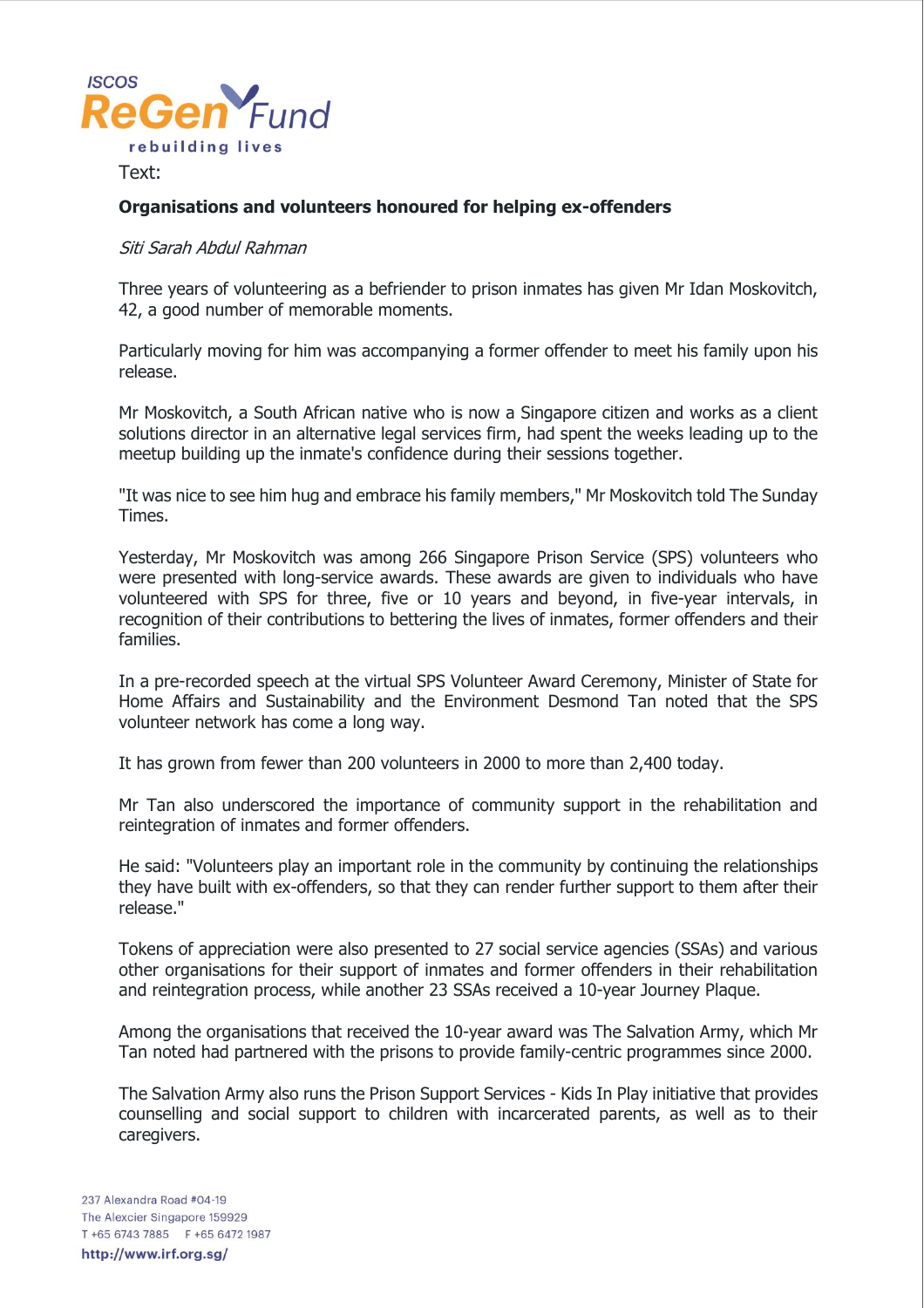Text:

**Organisations and volunteers honoured for helping ex-offenders**

*Siti Sarah Abdul Rahman*

Three years of volunteering as a befriender to prison inmates has given Mr Idan Moskovitch, 42, a good number of memorable moments.

Particularly moving for him was accompanying a former offender to meet his family upon his release.

Mr Moskovitch, a South African native who is now a Singapore citizen and works as a client solutions director in an alternative legal services firm, had spent the weeks leading up to the meetup building up the inmate's confidence during their sessions together.

"It was nice to see him hug and embrace his family members," Mr Moskovitch told The Sunday Times.

Yesterday, Mr Moskovitch was among 266 Singapore Prison Service (SPS) volunteers who were presented with long-service awards. These awards are given to individuals who have volunteered with SPS for three, five or 10 years and beyond, in five-year intervals, in recognition of their contributions to bettering the lives of inmates, former offenders and their families.

In a pre-recorded speech at the virtual SPS Volunteer Award Ceremony, Minister of State for Home Affairs and Sustainability and the Environment Desmond Tan noted that the SPS volunteer network has come a long way.

It has grown from fewer than 200 volunteers in 2000 to more than 2,400 today.

Mr Tan also underscored the importance of community support in the rehabilitation and reintegration of inmates and former offenders.

He said: "Volunteers play an important role in the community by continuing the relationships they have built with ex-offenders, so that they can render further support to them after their release."

Tokens of appreciation were also presented to 27 social service agencies (SSAs) and various other organisations for their support of inmates and former offenders in their rehabilitation and reintegration process, while another 23 SSAs received a 10-year Journey Plaque.

Among the organisations that received the 10-year award was The Salvation Army, which Mr Tan noted had partnered with the prisons to provide family-centric programmes since 2000.

The Salvation Army also runs the Prison Support Services - Kids In Play initiative that provides counselling and social support to children with incarcerated parents, as well as to their caregivers.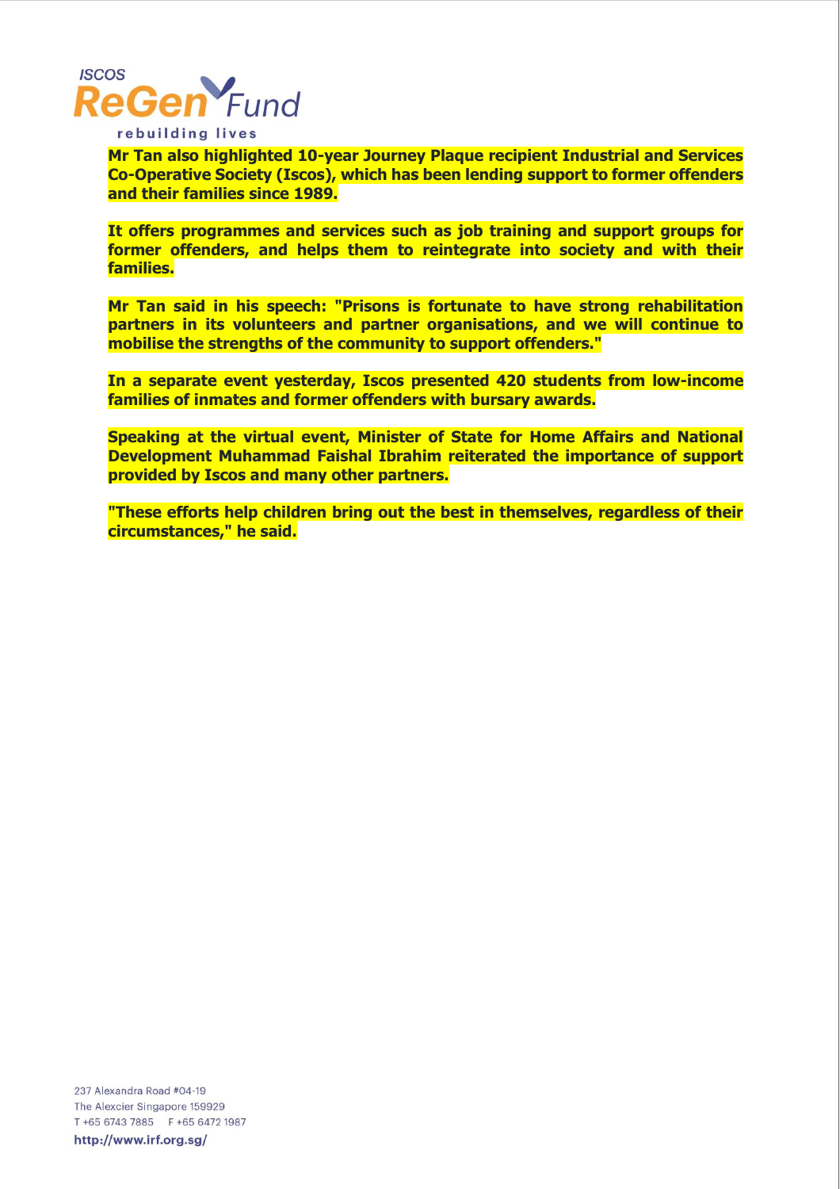**Mr Tan also highlighted 10-year Journey Plaque recipient Industrial and Services Co-Operative Society (Iscos), which has been lending support to former offenders and their families since 1989.**

**It offers programmes and services such as job training and support groups for former offenders, and helps them to reintegrate into society and with their families.**

**Mr Tan said in his speech: "Prisons is fortunate to have strong rehabilitation partners in its volunteers and partner organisations, and we will continue to mobilise the strengths of the community to support offenders."**

**In a separate event yesterday, Iscos presented 420 students from low-income families of inmates and former offenders with bursary awards.**

**Speaking at the virtual event, Minister of State for Home Affairs and National Development Muhammad Faishal Ibrahim reiterated the importance of support provided by Iscos and many other partners.**

**"These efforts help children bring out the best in themselves, regardless of their circumstances," he said.**